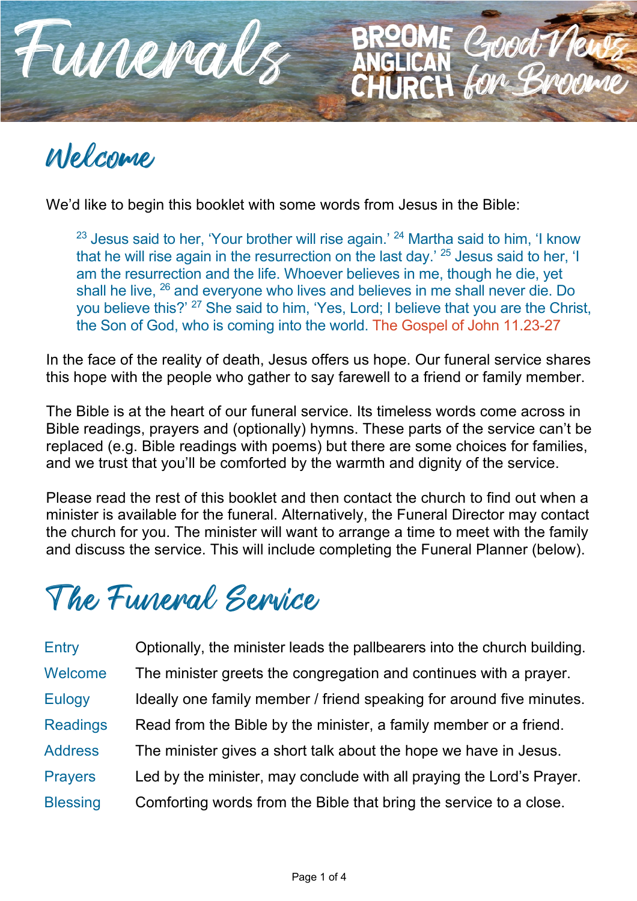# Funerals

BROOME ANGLICAN CHURCH Good News for Broome

## Welcome

We'd like to begin this booklet with some words from Jesus in the Bible:

> [23] Jesus said to her, 'Your brother will rise again.' [24] Martha said to him, 'I know that he will rise again in the resurrection on the last day.' [25] Jesus said to her, 'I am the resurrection and the life. Whoever believes in me, though he die, yet shall he live, [26] and everyone who lives and believes in me shall never die. Do you believe this?' [27] She said to him, 'Yes, Lord; I believe that you are the Christ, the Son of God, who is coming into the world. The Gospel of John 11.23-27

In the face of the reality of death, Jesus offers us hope. Our funeral service shares this hope with the people who gather to say farewell to a friend or family member.

The Bible is at the heart of our funeral service. Its timeless words come across in Bible readings, prayers and (optionally) hymns. These parts of the service can't be replaced (e.g. Bible readings with poems) but there are some choices for families, and we trust that you'll be comforted by the warmth and dignity of the service.

Please read the rest of this booklet and then contact the church to find out when a minister is available for the funeral. Alternatively, the Funeral Director may contact the church for you. The minister will want to arrange a time to meet with the family and discuss the service. This will include completing the Funeral Planner (below).

## The Funeral Service

| | |
|---|---|
| Entry | Optionally, the minister leads the pallbearers into the church building. |
| Welcome | The minister greets the congregation and continues with a prayer. |
| Eulogy | Ideally one family member / friend speaking for around five minutes. |
| Readings | Read from the Bible by the minister, a family member or a friend. |
| Address | The minister gives a short talk about the hope we have in Jesus. |
| Prayers | Led by the minister, may conclude with all praying the Lord's Prayer. |
| Blessing | Comforting words from the Bible that bring the service to a close. |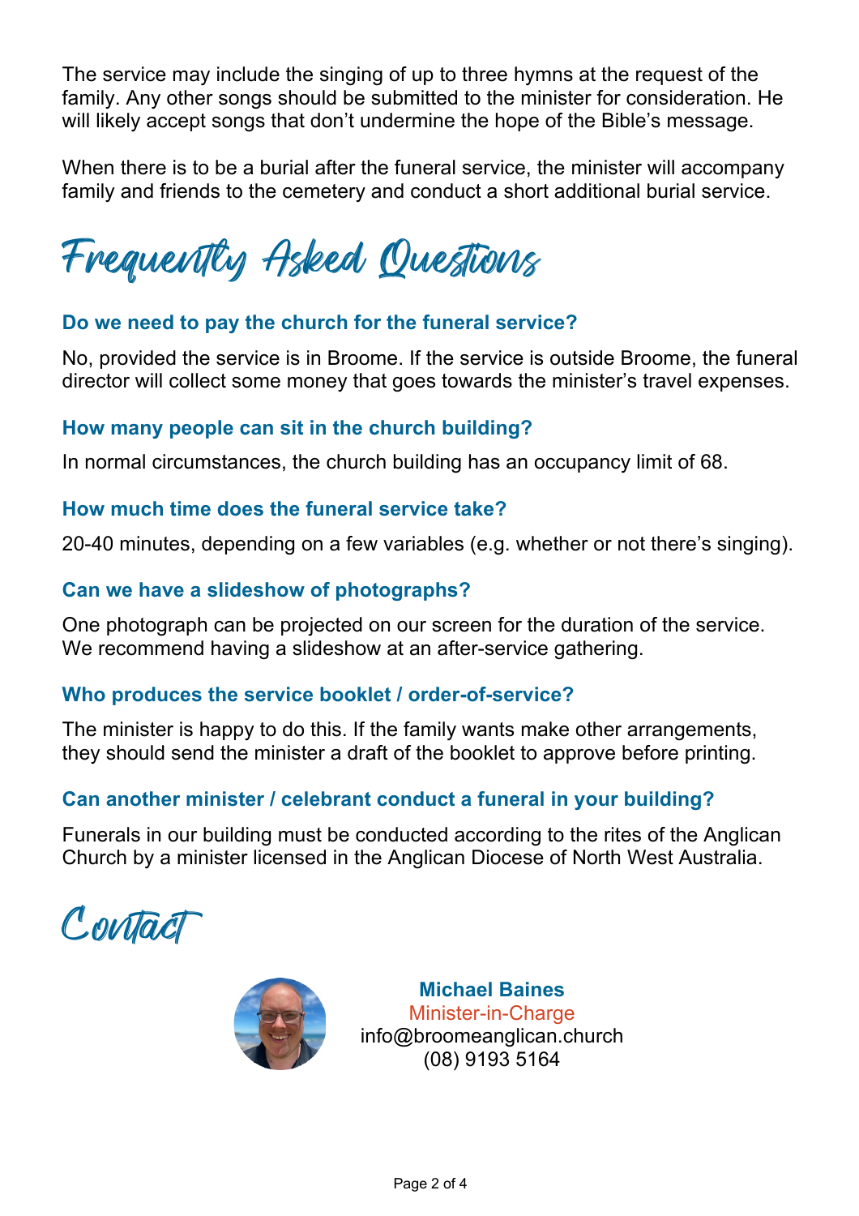The service may include the singing of up to three hymns at the request of the family. Any other songs should be submitted to the minister for consideration. He will likely accept songs that don't undermine the hope of the Bible's message.

When there is to be a burial after the funeral service, the minister will accompany family and friends to the cemetery and conduct a short additional burial service.

# Frequently Asked Questions

### Do we need to pay the church for the funeral service?

No, provided the service is in Broome. If the service is outside Broome, the funeral director will collect some money that goes towards the minister's travel expenses.

### How many people can sit in the church building?

In normal circumstances, the church building has an occupancy limit of 68.

### How much time does the funeral service take?

20-40 minutes, depending on a few variables (e.g. whether or not there's singing).

### Can we have a slideshow of photographs?

One photograph can be projected on our screen for the duration of the service. We recommend having a slideshow at an after-service gathering.

### Who produces the service booklet / order-of-service?

The minister is happy to do this. If the family wants make other arrangements, they should send the minister a draft of the booklet to approve before printing.

### Can another minister / celebrant conduct a funeral in your building?

Funerals in our building must be conducted according to the rites of the Anglican Church by a minister licensed in the Anglican Diocese of North West Australia.

# Contact

**Michael Baines**
Minister-in-Charge
info@broomeanglican.church
(08) 9193 5164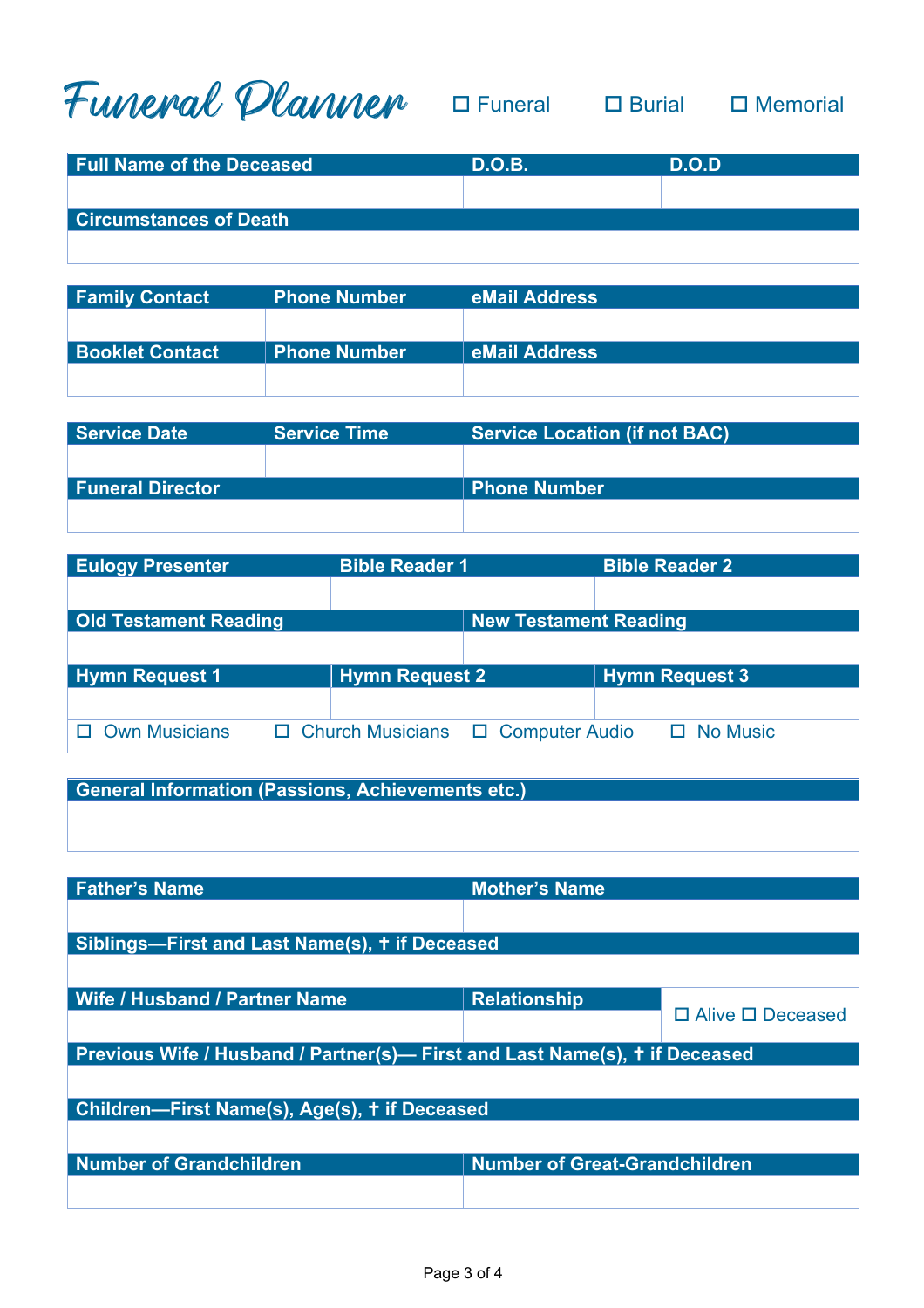# Funeral Planner

☐ Funeral ☐ Burial ☐ Memorial

| Full Name of the Deceased | D.O.B. | D.O.D |
|---|---|---|
| | | |

| Circumstances of Death |
|---|
| |

| Family Contact | Phone Number | eMail Address |
|---|---|---|
| | | |
| **Booklet Contact** | **Phone Number** | **eMail Address** |
| | | |

| Service Date | Service Time | Service Location (if not BAC) |
|---|---|---|
| | | |

| Funeral Director | Phone Number |
|---|---|
| | |

| Eulogy Presenter | Bible Reader 1 | Bible Reader 2 |
|---|---|---|
| | | |

| Old Testament Reading | New Testament Reading |
|---|---|
| | |

| Hymn Request 1 | Hymn Request 2 | Hymn Request 3 |
|---|---|---|
| | | |

☐ Own Musicians ☐ Church Musicians ☐ Computer Audio ☐ No Music

| General Information (Passions, Achievements etc.) |
|---|
| |

| Father's Name | Mother's Name |
|---|---|
| | |

| Siblings—First and Last Name(s), † if Deceased |
|---|
| |

| Wife / Husband / Partner Name | Relationship | |
|---|---|---|
| | | ☐ Alive ☐ Deceased |

| Previous Wife / Husband / Partner(s)— First and Last Name(s), † if Deceased |
|---|
| |

| Children—First Name(s), Age(s), † if Deceased |
|---|
| |

| Number of Grandchildren | Number of Great-Grandchildren |
|---|---|
| | |